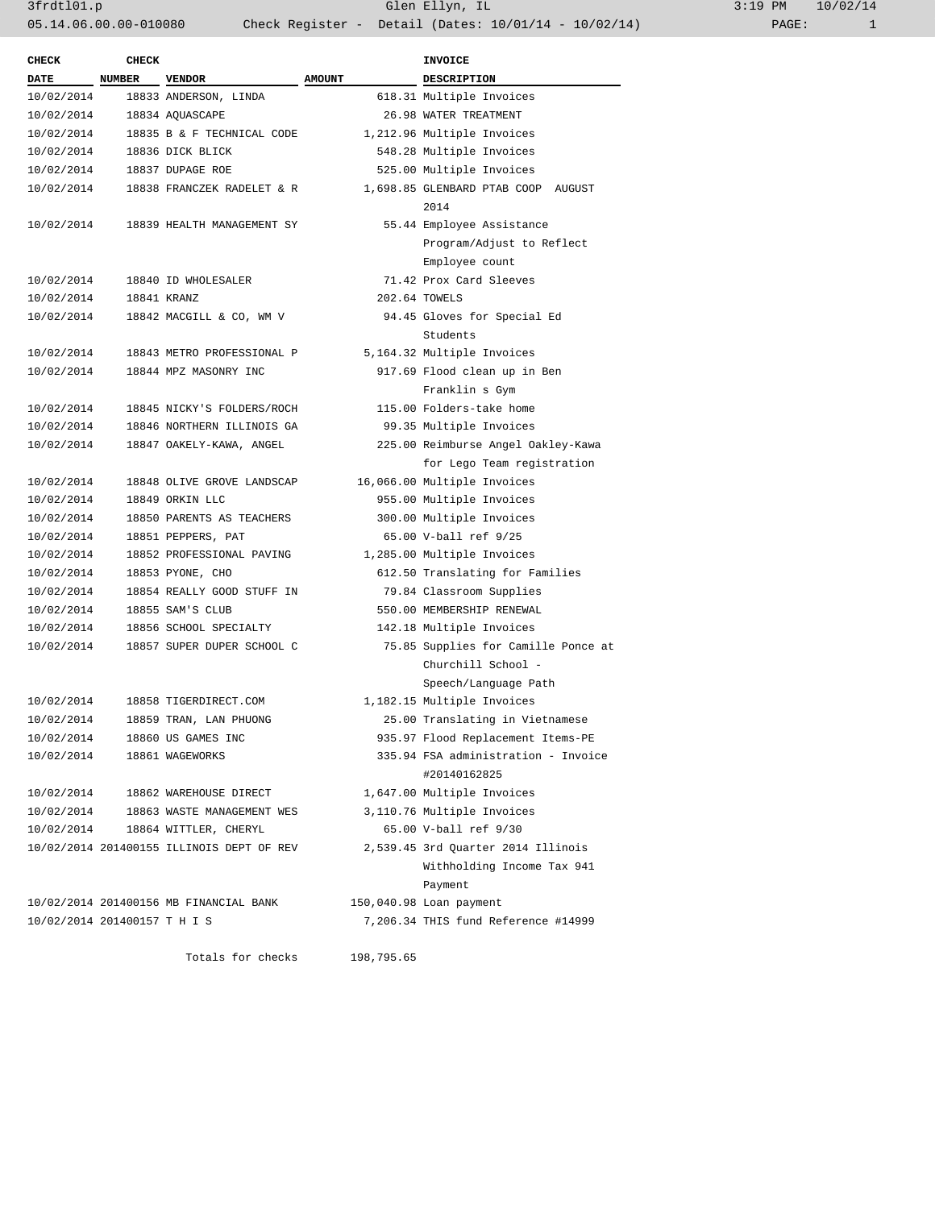| CHECK DATE | CHECK NUMBER | VENDOR | AMOUNT | INVOICE DESCRIPTION |
|---|---|---|---|---|
| 10/02/2014 | 18833 | ANDERSON, LINDA | 618.31 | Multiple Invoices |
| 10/02/2014 | 18834 | AQUASCAPE | 26.98 | WATER TREATMENT |
| 10/02/2014 | 18835 | B & F TECHNICAL CODE | 1,212.96 | Multiple Invoices |
| 10/02/2014 | 18836 | DICK BLICK | 548.28 | Multiple Invoices |
| 10/02/2014 | 18837 | DUPAGE ROE | 525.00 | Multiple Invoices |
| 10/02/2014 | 18838 | FRANCZEK RADELET & R | 1,698.85 | GLENBARD PTAB COOP AUGUST 2014 |
| 10/02/2014 | 18839 | HEALTH MANAGEMENT SY | 55.44 | Employee Assistance Program/Adjust to Reflect Employee count |
| 10/02/2014 | 18840 | ID WHOLESALER | 71.42 | Prox Card Sleeves |
| 10/02/2014 | 18841 | KRANZ | 202.64 | TOWELS |
| 10/02/2014 | 18842 | MACGILL & CO, WM V | 94.45 | Gloves for Special Ed Students |
| 10/02/2014 | 18843 | METRO PROFESSIONAL P | 5,164.32 | Multiple Invoices |
| 10/02/2014 | 18844 | MPZ MASONRY INC | 917.69 | Flood clean up in Ben Franklin s Gym |
| 10/02/2014 | 18845 | NICKY'S FOLDERS/ROCH | 115.00 | Folders-take home |
| 10/02/2014 | 18846 | NORTHERN ILLINOIS GA | 99.35 | Multiple Invoices |
| 10/02/2014 | 18847 | OAKELY-KAWA, ANGEL | 225.00 | Reimburse Angel Oakley-Kawa for Lego Team registration |
| 10/02/2014 | 18848 | OLIVE GROVE LANDSCAP | 16,066.00 | Multiple Invoices |
| 10/02/2014 | 18849 | ORKIN LLC | 955.00 | Multiple Invoices |
| 10/02/2014 | 18850 | PARENTS AS TEACHERS | 300.00 | Multiple Invoices |
| 10/02/2014 | 18851 | PEPPERS, PAT | 65.00 | V-ball ref 9/25 |
| 10/02/2014 | 18852 | PROFESSIONAL PAVING | 1,285.00 | Multiple Invoices |
| 10/02/2014 | 18853 | PYONE, CHO | 612.50 | Translating for Families |
| 10/02/2014 | 18854 | REALLY GOOD STUFF IN | 79.84 | Classroom Supplies |
| 10/02/2014 | 18855 | SAM'S CLUB | 550.00 | MEMBERSHIP RENEWAL |
| 10/02/2014 | 18856 | SCHOOL SPECIALTY | 142.18 | Multiple Invoices |
| 10/02/2014 | 18857 | SUPER DUPER SCHOOL C | 75.85 | Supplies for Camille Ponce at Churchill School - Speech/Language Path |
| 10/02/2014 | 18858 | TIGERDIRECT.COM | 1,182.15 | Multiple Invoices |
| 10/02/2014 | 18859 | TRAN, LAN PHUONG | 25.00 | Translating in Vietnamese |
| 10/02/2014 | 18860 | US GAMES INC | 935.97 | Flood Replacement Items-PE |
| 10/02/2014 | 18861 | WAGEWORKS | 335.94 | FSA administration - Invoice #20140162825 |
| 10/02/2014 | 18862 | WAREHOUSE DIRECT | 1,647.00 | Multiple Invoices |
| 10/02/2014 | 18863 | WASTE MANAGEMENT WES | 3,110.76 | Multiple Invoices |
| 10/02/2014 | 18864 | WITTLER, CHERYL | 65.00 | V-ball ref 9/30 |
| 10/02/2014 | 201400155 | ILLINOIS DEPT OF REV | 2,539.45 | 3rd Quarter 2014 Illinois Withholding Income Tax 941 Payment |
| 10/02/2014 | 201400156 | MB FINANCIAL BANK | 150,040.98 | Loan payment |
| 10/02/2014 | 201400157 | T H I S | 7,206.34 | THIS fund Reference #14999 |
| | | Totals for checks | 198,795.65 | |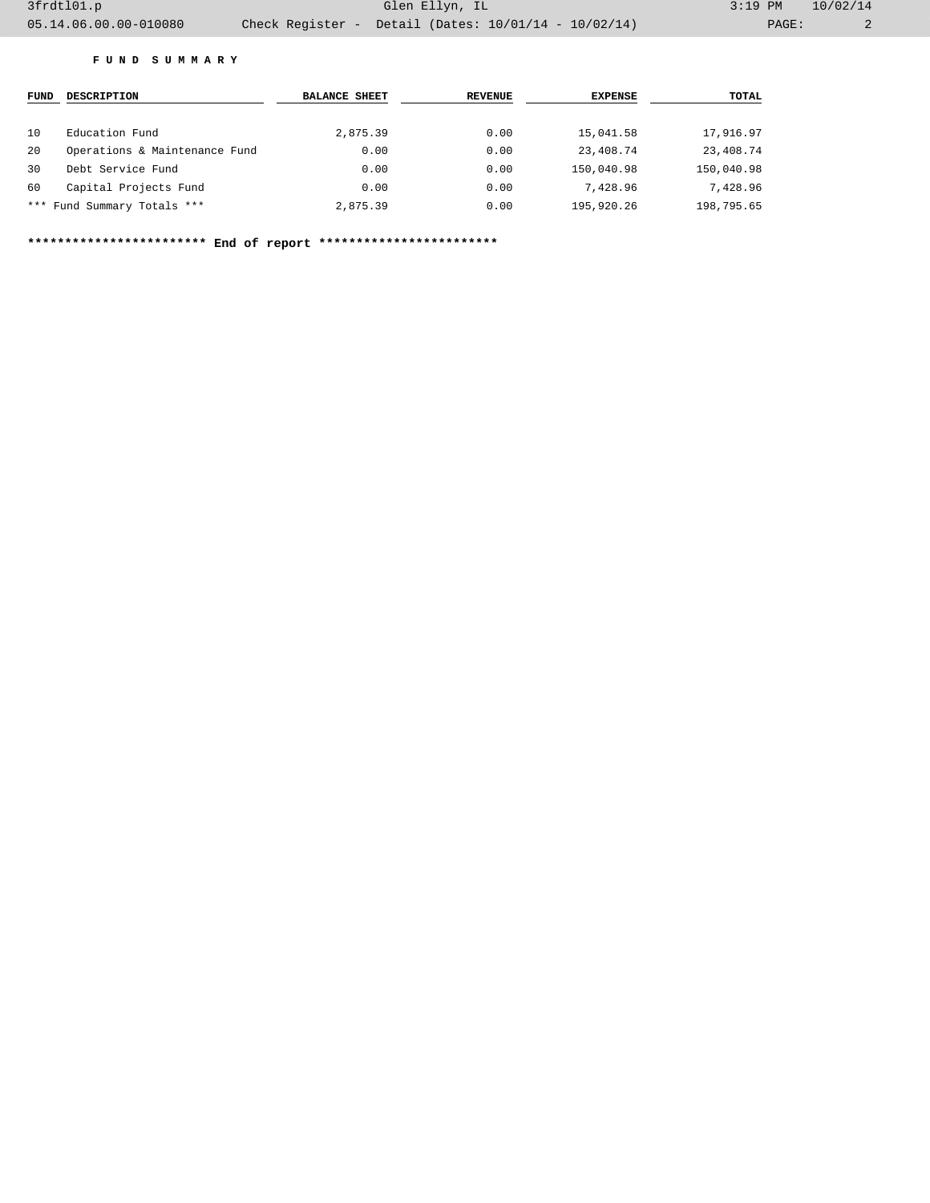**F U N D   S U M M A R Y**

| FUND | DESCRIPTION | BALANCE SHEET | REVENUE | EXPENSE | TOTAL |
|---|---|---|---|---|---|
| 10 | Education Fund | 2,875.39 | 0.00 | 15,041.58 | 17,916.97 |
| 20 | Operations & Maintenance Fund | 0.00 | 0.00 | 23,408.74 | 23,408.74 |
| 30 | Debt Service Fund | 0.00 | 0.00 | 150,040.98 | 150,040.98 |
| 60 | Capital Projects Fund | 0.00 | 0.00 | 7,428.96 | 7,428.96 |
| *** Fund Summary Totals *** | | 2,875.39 | 0.00 | 195,920.26 | 198,795.65 |

************************ **End of report** ************************